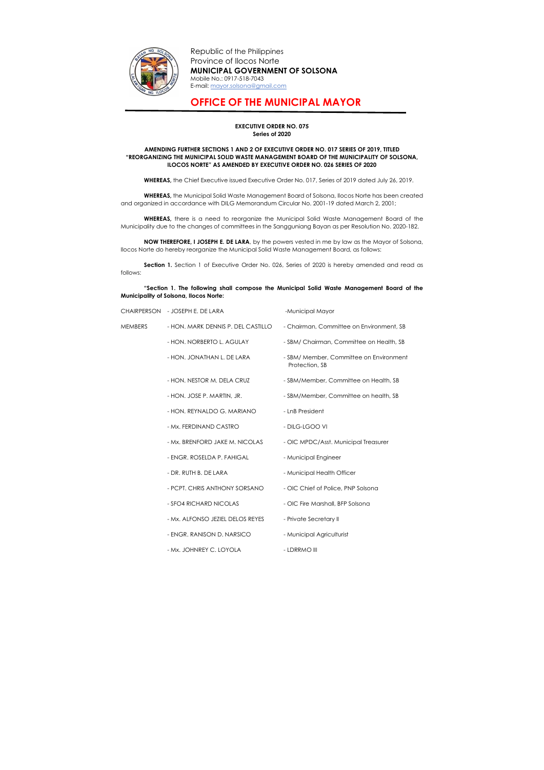Republic of the Philippines
Province of Ilocos Norte
**MUNICIPAL GOVERNMENT OF SOLSONA**
Mobile No.: 0917-518-7043
E-mail: mayor.solsona@gmail.com

# OFFICE OF THE MUNICIPAL MAYOR

**EXECUTIVE ORDER NO. 075**
**Series of 2020**

**AMENDING FURTHER SECTIONS 1 AND 2 OF EXECUTIVE ORDER NO. 017 SERIES OF 2019, TITLED "REORGANIZING THE MUNICIPAL SOLID WASTE MANAGEMENT BOARD OF THE MUNICIPALITY OF SOLSONA, ILOCOS NORTE" AS AMENDED BY EXECUTIVE ORDER NO. 026 SERIES OF 2020**

**WHEREAS,** the Chief Executive issued Executive Order No. 017, Series of 2019 dated July 26, 2019.

**WHEREAS,** the Municipal Solid Waste Management Board of Solsona, Ilocos Norte has been created and organized in accordance with DILG Memorandum Circular No. 2001-19 dated March 2, 2001;

**WHEREAS,** there is a need to reorganize the Municipal Solid Waste Management Board of the Municipality due to the changes of committees in the Sangguniang Bayan as per Resolution No. 2020-182.

**NOW THEREFORE, I JOSEPH E. DE LARA**, by the powers vested in me by law as the Mayor of Solsona, Ilocos Norte do hereby reorganize the Municipal Solid Waste Management Board, as follows:

**Section 1.** Section 1 of Executive Order No. 026, Series of 2020 is hereby amended and read as follows:

**"Section 1. The following shall compose the Municipal Solid Waste Management Board of the Municipality of Solsona, Ilocos Norte:**

| | | |
|---|---|---|
| CHAIRPERSON | - JOSEPH E. DE LARA | -Municipal Mayor |
| MEMBERS | - HON. MARK DENNIS P. DEL CASTILLO | - Chairman, Committee on Environment, SB |
| | - HON. NORBERTO L. AGULAY | - SBM/ Chairman, Committee on Health, SB |
| | - HON. JONATHAN L. DE LARA | - SBM/ Member, Committee on Environment Protection, SB |
| | - HON. NESTOR M. DELA CRUZ | - SBM/Member, Committee on Health, SB |
| | - HON. JOSE P. MARTIN, JR. | - SBM/Member, Committee on health, SB |
| | - HON. REYNALDO G. MARIANO | - LnB President |
| | - Mx. FERDINAND CASTRO | - DILG-LGOO VI |
| | - Mx. BRENFORD JAKE M. NICOLAS | - OIC MPDC/Asst. Municipal Treasurer |
| | - ENGR. ROSELDA P. FAHIGAL | - Municipal Engineer |
| | - DR. RUTH B. DE LARA | - Municipal Health Officer |
| | - PCPT. CHRIS ANTHONY SORSANO | - OIC Chief of Police, PNP Solsona |
| | - SFO4 RICHARD NICOLAS | - OIC Fire Marshall, BFP Solsona |
| | - Mx. ALFONSO JEZIEL DELOS REYES | - Private Secretary II |
| | - ENGR. RANISON D. NARSICO | - Municipal Agriculturist |
| | - Mx. JOHNREY C. LOYOLA | - LDRRMO III |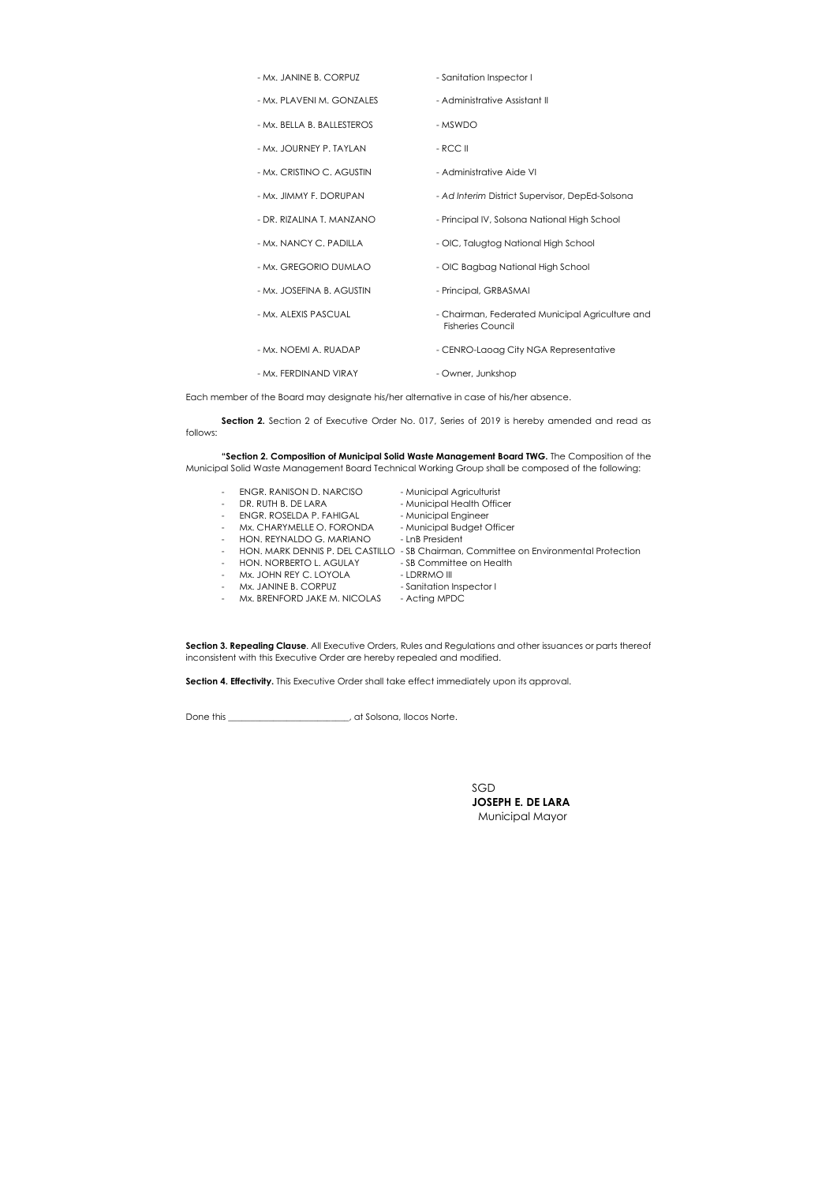- Mx. JANINE B. CORPUZ - Sanitation Inspector I
- Mx. PLAVENI M. GONZALES - Administrative Assistant II
- Mx. BELLA B. BALLESTEROS - MSWDO
- Mx. JOURNEY P. TAYLAN - RCC II
- Mx. CRISTINO C. AGUSTIN - Administrative Aide VI
- Mx. JIMMY F. DORUPAN - *Ad Interim* District Supervisor, DepEd-Solsona
- DR. RIZALINA T. MANZANO - Principal IV, Solsona National High School
- Mx. NANCY C. PADILLA - OIC, Talugtog National High School
- Mx. GREGORIO DUMLAO - OIC Bagbag National High School
- Mx. JOSEFINA B. AGUSTIN - Principal, GRBASMAI
- Mx. ALEXIS PASCUAL - Chairman, Federated Municipal Agriculture and Fisheries Council
- Mx. NOEMI A. RUADAP - CENRO-Laoag City NGA Representative
- Mx. FERDINAND VIRAY - Owner, Junkshop

Each member of the Board may designate his/her alternative in case of his/her absence.

**Section 2.** Section 2 of Executive Order No. 017, Series of 2019 is hereby amended and read as follows:

**"Section 2. Composition of Municipal Solid Waste Management Board TWG.** The Composition of the Municipal Solid Waste Management Board Technical Working Group shall be composed of the following:

- ENGR. RANISON D. NARCISO - Municipal Agriculturist
- DR. RUTH B. DE LARA - Municipal Health Officer
- ENGR. ROSELDA P. FAHIGAL - Municipal Engineer
- Mx. CHARYMELLE O. FORONDA - Municipal Budget Officer
- HON. REYNALDO G. MARIANO - LnB President
- HON. MARK DENNIS P. DEL CASTILLO - SB Chairman, Committee on Environmental Protection
- HON. NORBERTO L. AGULAY - SB Committee on Health
- Mx. JOHN REY C. LOYOLA - LDRRMO III
- Mx. JANINE B. CORPUZ - Sanitation Inspector I
- Mx. BRENFORD JAKE M. NICOLAS - Acting MPDC

**Section 3. Repealing Clause**. All Executive Orders, Rules and Regulations and other issuances or parts thereof inconsistent with this Executive Order are hereby repealed and modified.

**Section 4. Effectivity.** This Executive Order shall take effect immediately upon its approval.

Done this ___________________________, at Solsona, Ilocos Norte.

SGD
**JOSEPH E. DE LARA**
Municipal Mayor